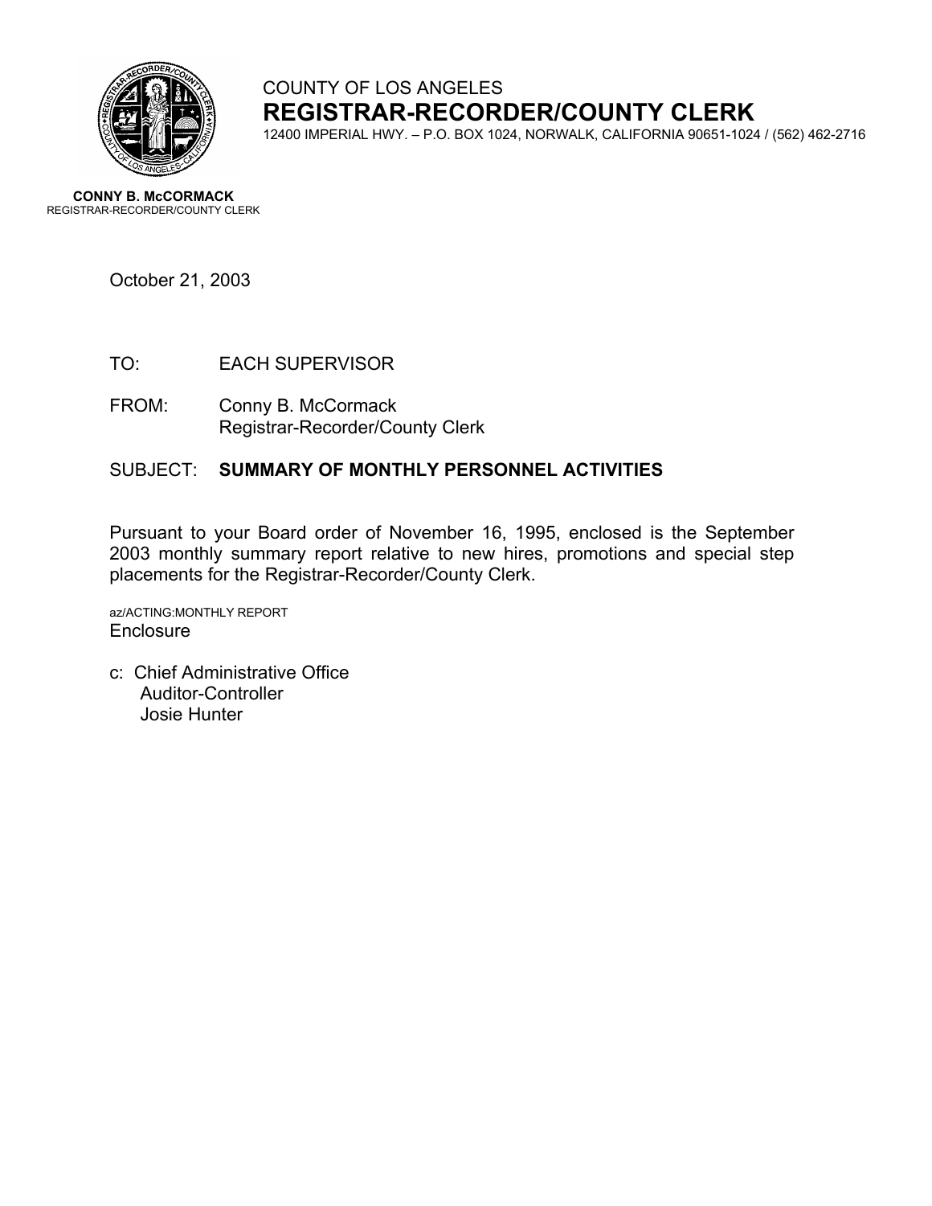COUNTY OF LOS ANGELES

# REGISTRAR-RECORDER/COUNTY CLERK

12400 IMPERIAL HWY. – P.O. BOX 1024, NORWALK, CALIFORNIA 90651-1024 / (562) 462-2716

**CONNY B. McCORMACK**
REGISTRAR-RECORDER/COUNTY CLERK

October 21, 2003

TO: EACH SUPERVISOR

FROM: Conny B. McCormack
Registrar-Recorder/County Clerk

SUBJECT: **SUMMARY OF MONTHLY PERSONNEL ACTIVITIES**

Pursuant to your Board order of November 16, 1995, enclosed is the September 2003 monthly summary report relative to new hires, promotions and special step placements for the Registrar-Recorder/County Clerk.

az/ACTING:MONTHLY REPORT
Enclosure

c: Chief Administrative Office
Auditor-Controller
Josie Hunter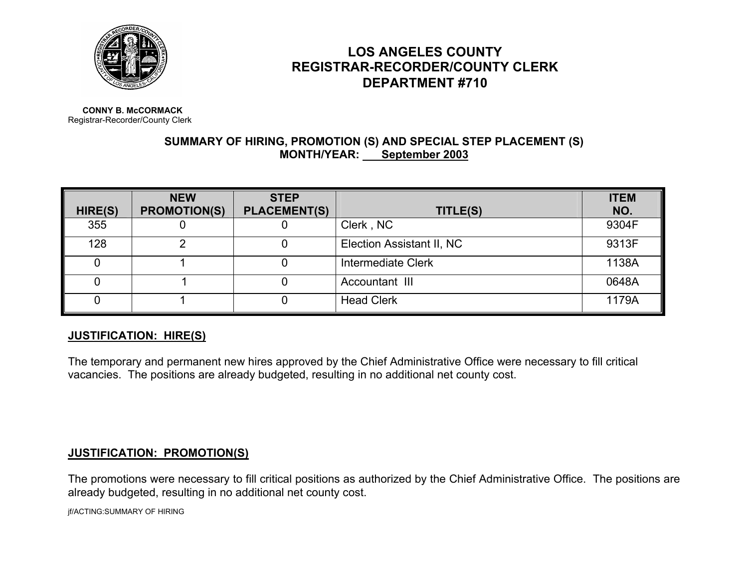# LOS ANGELES COUNTY
# REGISTRAR-RECORDER/COUNTY CLERK
# DEPARTMENT #710

**CONNY B. McCORMACK**
Registrar-Recorder/County Clerk

**SUMMARY OF HIRING, PROMOTION (S) AND SPECIAL STEP PLACEMENT (S)**
**MONTH/YEAR: September 2003**

| HIRE(S) | NEW PROMOTION(S) | STEP PLACEMENT(S) | TITLE(S) | ITEM NO. |
|---|---|---|---|---|
| 355 | 0 | 0 | Clerk , NC | 9304F |
| 128 | 2 | 0 | Election Assistant II, NC | 9313F |
| 0 | 1 | 0 | Intermediate Clerk | 1138A |
| 0 | 1 | 0 | Accountant III | 0648A |
| 0 | 1 | 0 | Head Clerk | 1179A |

**JUSTIFICATION: HIRE(S)**

The temporary and permanent new hires approved by the Chief Administrative Office were necessary to fill critical vacancies. The positions are already budgeted, resulting in no additional net county cost.

**JUSTIFICATION: PROMOTION(S)**

The promotions were necessary to fill critical positions as authorized by the Chief Administrative Office. The positions are already budgeted, resulting in no additional net county cost.

jf/ACTING:SUMMARY OF HIRING